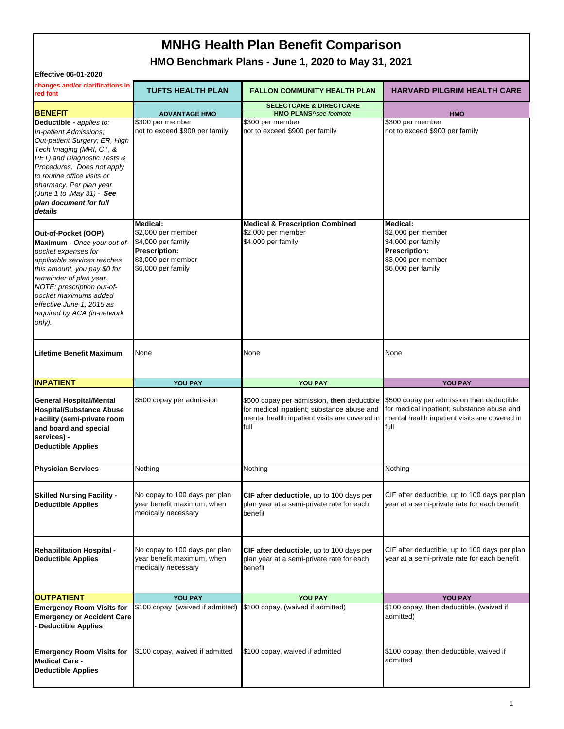# MNHG Health Plan Benefit Comparison

## HMO Benchmark Plans - June 1, 2020 to May 31, 2021

**Effective 06-01-2020**

| changes and/or clarifications in red font | TUFTS HEALTH PLAN | FALLON COMMUNITY HEALTH PLAN | HARVARD PILGRIM HEALTH CARE |
|---|---|---|---|
| **BENEFIT** | **ADVANTAGE HMO** | **SELECTCARE & DIRECTCARE HMO PLANS^***see footnote* | **HMO** |
| **Deductible -** *applies to: In-patient Admissions; Out-patient Surgery; ER, High Tech Imaging (MRI, CT, & PET) and Diagnostic Tests & Procedures. Does not apply to routine office visits or pharmacy. Per plan year (June 1 to ,May 31) -* ***See plan document for full details*** | $300 per member not to exceed $900 per family | $300 per member not to exceed $900 per family | $300 per member not to exceed $900 per family |
| **Out-of-Pocket (OOP) Maximum -** *Once your out-of-pocket expenses for applicable services reaches this amount, you pay $0 for remainder of plan year. NOTE: prescription out-of-pocket maximums added effective June 1, 2015 as required by ACA (in-network only).* | **Medical:** $2,000 per member $4,000 per family **Prescription:** $3,000 per member $6,000 per family | **Medical & Prescription Combined** $2,000 per member $4,000 per family | **Medical:** $2,000 per member $4,000 per family **Prescription:** $3,000 per member $6,000 per family |
| **Lifetime Benefit Maximum** | None | None | None |
| **INPATIENT** | **YOU PAY** | **YOU PAY** | **YOU PAY** |
| **General Hospital/Mental Hospital/Substance Abuse Facility (semi-private room and board and special services) - Deductible Applies** | $500 copay per admission | $500 copay per admission, **then** deductible for medical inpatient; substance abuse and mental health inpatient visits are covered in full | $500 copay per admission then deductible for medical inpatient; substance abuse and mental health inpatient visits are covered in full |
| **Physician Services** | Nothing | Nothing | Nothing |
| **Skilled Nursing Facility - Deductible Applies** | No copay to 100 days per plan year benefit maximum, when medically necessary | **CIF after deductible**, up to 100 days per plan year at a semi-private rate for each benefit | CIF after deductible, up to 100 days per plan year at a semi-private rate for each benefit |
| **Rehabilitation Hospital - Deductible Applies** | No copay to 100 days per plan year benefit maximum, when medically necessary | **CIF after deductible**, up to 100 days per plan year at a semi-private rate for each benefit | CIF after deductible, up to 100 days per plan year at a semi-private rate for each benefit |
| **OUTPATIENT** | **YOU PAY** | **YOU PAY** | **YOU PAY** |
| **Emergency Room Visits for Emergency or Accident Care - Deductible Applies** | $100 copay (waived if admitted) | $100 copay, (waived if admitted) | $100 copay, then deductible, (waived if admitted) |
| **Emergency Room Visits for Medical Care - Deductible Applies** | $100 copay, waived if admitted | $100 copay, waived if admitted | $100 copay, then deductible, waived if admitted |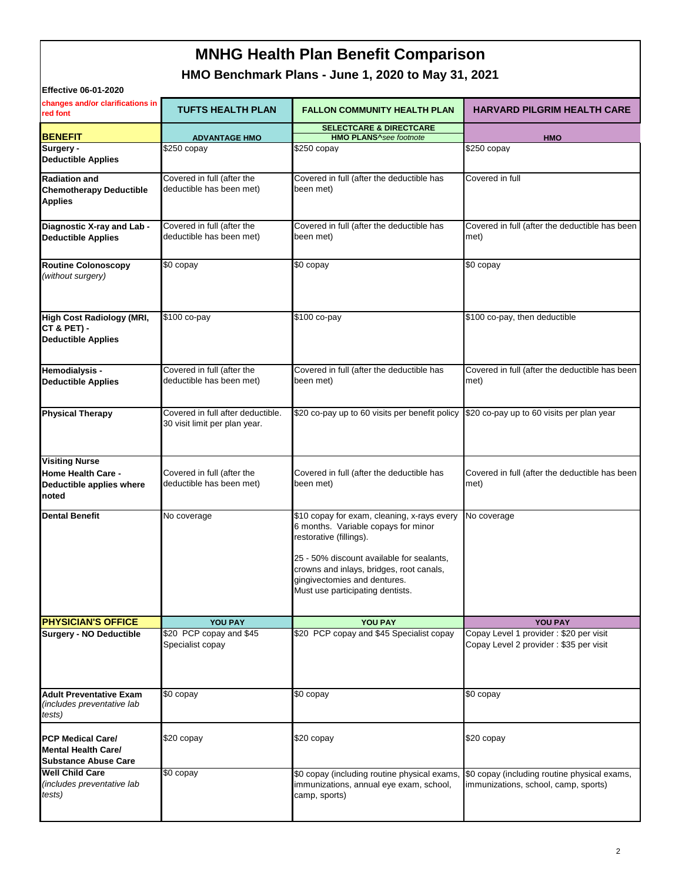# MNHG Health Plan Benefit Comparison

## HMO Benchmark Plans - June 1, 2020 to May 31, 2021

**Effective 06-01-2020**

| changes and/or clarifications in red font | TUFTS HEALTH PLAN | FALLON COMMUNITY HEALTH PLAN | HARVARD PILGRIM HEALTH CARE |
|---|---|---|---|
| **BENEFIT** | **ADVANTAGE HMO** | **SELECTCARE & DIRECTCARE HMO PLANS^** *see footnote* | **HMO** |
| **Surgery - Deductible Applies** | $250 copay | $250 copay | $250 copay |
| **Radiation and Chemotherapy Deductible Applies** | Covered in full (after the deductible has been met) | Covered in full (after the deductible has been met) | Covered in full |
| **Diagnostic X-ray and Lab - Deductible Applies** | Covered in full (after the deductible has been met) | Covered in full (after the deductible has been met) | Covered in full (after the deductible has been met) |
| **Routine Colonoscopy** *(without surgery)* | $0 copay | $0 copay | $0 copay |
| **High Cost Radiology (MRI, CT & PET) - Deductible Applies** | $100 co-pay | $100 co-pay | $100 co-pay, then deductible |
| **Hemodialysis - Deductible Applies** | Covered in full (after the deductible has been met) | Covered in full (after the deductible has been met) | Covered in full (after the deductible has been met) |
| **Physical Therapy** | Covered in full after deductible. 30 visit limit per plan year. | $20 co-pay up to 60 visits per benefit policy | $20 co-pay up to 60 visits per plan year |
| **Visiting Nurse Home Health Care - Deductible applies where noted** | Covered in full (after the deductible has been met) | Covered in full (after the deductible has been met) | Covered in full (after the deductible has been met) |
| **Dental Benefit** | No coverage | $10 copay for exam, cleaning, x-rays every 6 months. Variable copays for minor restorative (fillings).<br><br>25 - 50% discount available for sealants, crowns and inlays, bridges, root canals, gingivectomies and dentures. Must use participating dentists. | No coverage |
| **PHYSICIAN'S OFFICE** | **YOU PAY** | **YOU PAY** | **YOU PAY** |
| **Surgery - NO Deductible** | $20 PCP copay and $45 Specialist copay | $20 PCP copay and $45 Specialist copay | Copay Level 1 provider : $20 per visit<br>Copay Level 2 provider : $35 per visit |
| **Adult Preventative Exam** *(includes preventative lab tests)* | $0 copay | $0 copay | $0 copay |
| **PCP Medical Care/ Mental Health Care/ Substance Abuse Care** | $20 copay | $20 copay | $20 copay |
| **Well Child Care** *(includes preventative lab tests)* | $0 copay | $0 copay (including routine physical exams, immunizations, annual eye exam, school, camp, sports) | $0 copay (including routine physical exams, immunizations, school, camp, sports) |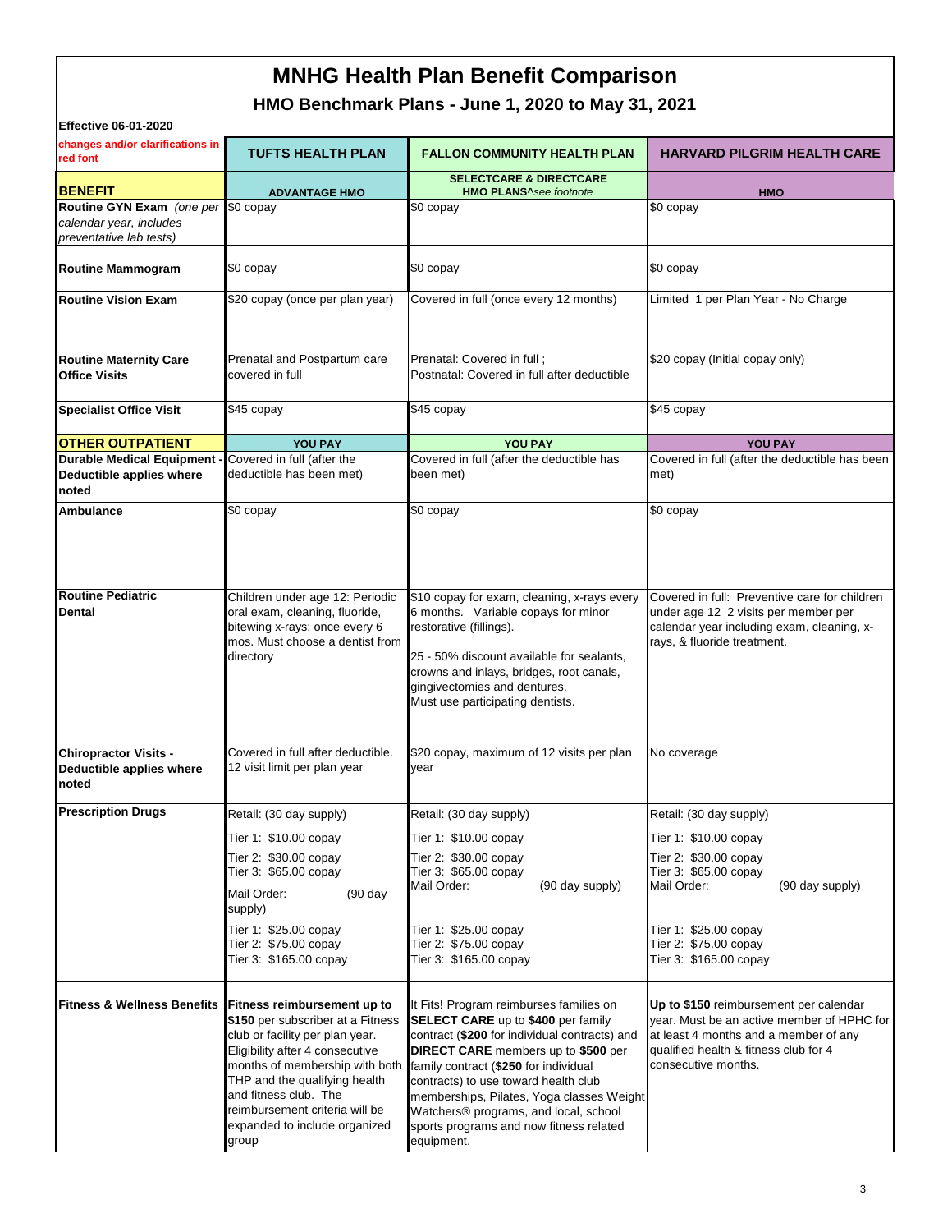# MNHG Health Plan Benefit Comparison

## HMO Benchmark Plans - June 1, 2020 to May 31, 2021

**Effective 06-01-2020**

| changes and/or clarifications in red font | TUFTS HEALTH PLAN | FALLON COMMUNITY HEALTH PLAN | HARVARD PILGRIM HEALTH CARE |
|---|---|---|---|
| **BENEFIT** | **ADVANTAGE HMO** | **SELECTCARE & DIRECTCARE HMO PLANS^** *see footnote* | **HMO** |
| **Routine GYN Exam** *(one per calendar year, includes preventative lab tests)* | $0 copay | $0 copay | $0 copay |
| **Routine Mammogram** | $0 copay | $0 copay | $0 copay |
| **Routine Vision Exam** | $20 copay (once per plan year) | Covered in full (once every 12 months) | Limited 1 per Plan Year - No Charge |
| **Routine Maternity Care Office Visits** | Prenatal and Postpartum care covered in full | Prenatal: Covered in full ; Postnatal: Covered in full after deductible | $20 copay (Initial copay only) |
| **Specialist Office Visit** | $45 copay | $45 copay | $45 copay |
| **OTHER OUTPATIENT** | **YOU PAY** | **YOU PAY** | **YOU PAY** |
| **Durable Medical Equipment - Deductible applies where noted** | Covered in full (after the deductible has been met) | Covered in full (after the deductible has been met) | Covered in full (after the deductible has been met) |
| **Ambulance** | $0 copay | $0 copay | $0 copay |
| **Routine Pediatric Dental** | Children under age 12: Periodic oral exam, cleaning, fluoride, bitewing x-rays; once every 6 mos. Must choose a dentist from directory | $10 copay for exam, cleaning, x-rays every 6 months. Variable copays for minor restorative (fillings).<br><br>25 - 50% discount available for sealants, crowns and inlays, bridges, root canals, gingivectomies and dentures.<br>Must use participating dentists. | Covered in full: Preventive care for children under age 12 2 visits per member per calendar year including exam, cleaning, x-rays, & fluoride treatment. |
| **Chiropractor Visits - Deductible applies where noted** | Covered in full after deductible. 12 visit limit per plan year | $20 copay, maximum of 12 visits per plan year | No coverage |
| **Prescription Drugs** | Retail: (30 day supply)<br>Tier 1: $10.00 copay<br>Tier 2: $30.00 copay<br>Tier 3: $65.00 copay<br>Mail Order: (90 day supply)<br>Tier 1: $25.00 copay<br>Tier 2: $75.00 copay<br>Tier 3: $165.00 copay | Retail: (30 day supply)<br>Tier 1: $10.00 copay<br>Tier 2: $30.00 copay<br>Tier 3: $65.00 copay<br>Mail Order: (90 day supply)<br>Tier 1: $25.00 copay<br>Tier 2: $75.00 copay<br>Tier 3: $165.00 copay | Retail: (30 day supply)<br>Tier 1: $10.00 copay<br>Tier 2: $30.00 copay<br>Tier 3: $65.00 copay<br>Mail Order: (90 day supply)<br>Tier 1: $25.00 copay<br>Tier 2: $75.00 copay<br>Tier 3: $165.00 copay |
| **Fitness & Wellness Benefits** | **Fitness reimbursement up to $150** per subscriber at a Fitness club or facility per plan year. Eligibility after 4 consecutive months of membership with both THP and the qualifying health and fitness club. The reimbursement criteria will be expanded to include organized group | It Fits! Program reimburses families on **SELECT CARE** up to **$400** per family contract (**$200** for individual contracts) and **DIRECT CARE** members up to **$500** per family contract (**$250** for individual contracts) to use toward health club memberships, Pilates, Yoga classes Weight Watchers® programs, and local, school sports programs and now fitness related equipment. | **Up to $150** reimbursement per calendar year. Must be an active member of HPHC for at least 4 months and a member of any qualified health & fitness club for 4 consecutive months. |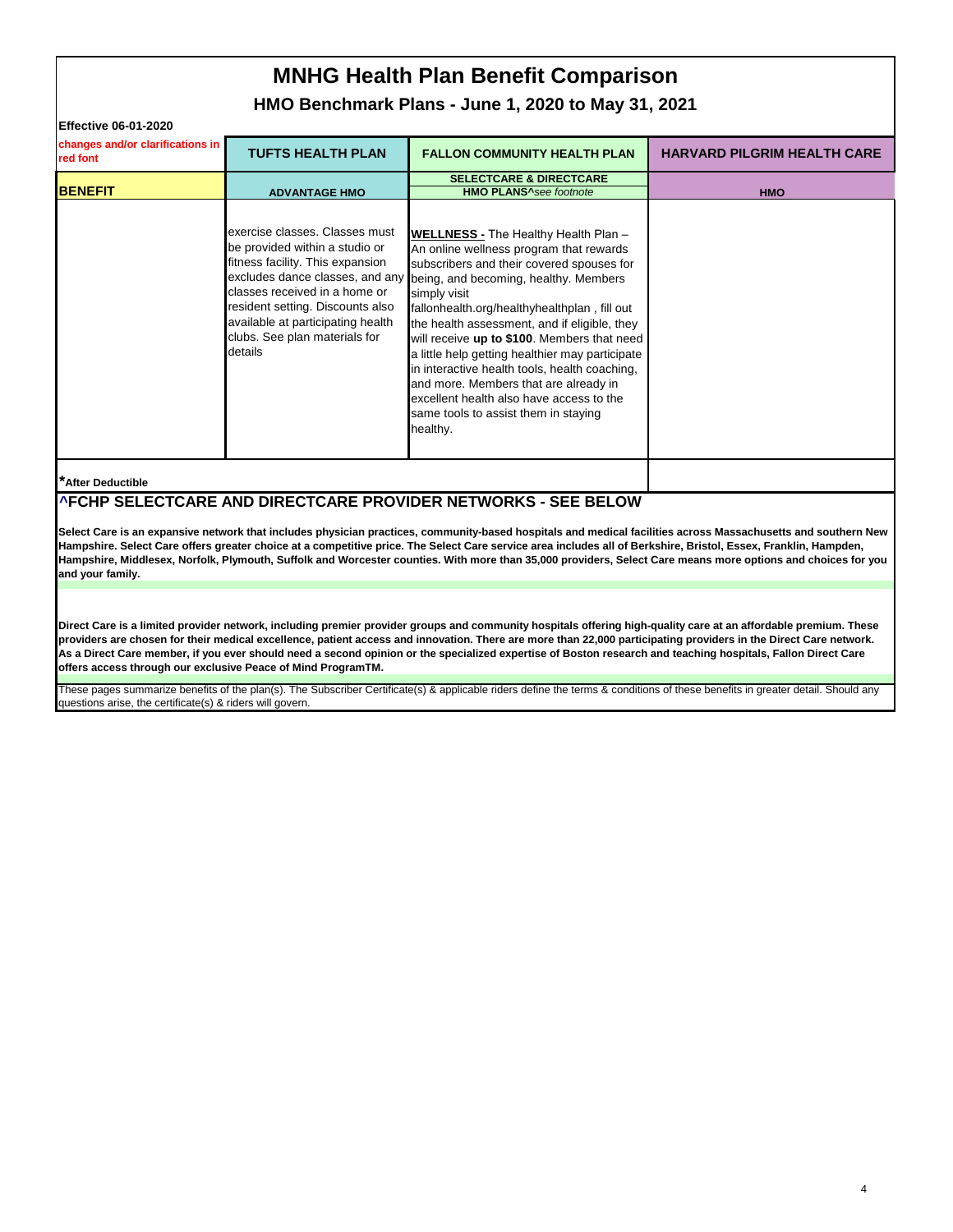# MNHG Health Plan Benefit Comparison

## HMO Benchmark Plans - June 1, 2020 to May 31, 2021

**Effective 06-01-2020**

| changes and/or clarifications in red font | TUFTS HEALTH PLAN | FALLON COMMUNITY HEALTH PLAN | HARVARD PILGRIM HEALTH CARE |
|---|---|---|---|
| **BENEFIT** | **ADVANTAGE HMO** | **SELECTCARE & DIRECTCARE HMO PLANS^*see footnote*** | **HMO** |
| | exercise classes. Classes must be provided within a studio or fitness facility. This expansion excludes dance classes, and any classes received in a home or resident setting. Discounts also available at participating health clubs. See plan materials for details | **WELLNESS -** The Healthy Health Plan – An online wellness program that rewards subscribers and their covered spouses for being, and becoming, healthy. Members simply visit fallonhealth.org/healthyhealthplan , fill out the health assessment, and if eligible, they will receive **up to $100**. Members that need a little help getting healthier may participate in interactive health tools, health coaching, and more. Members that are already in excellent health also have access to the same tools to assist them in staying healthy. | |

***After Deductible**

## ^FCHP SELECTCARE AND DIRECTCARE PROVIDER NETWORKS - SEE BELOW

**Select Care is an expansive network that includes physician practices, community-based hospitals and medical facilities across Massachusetts and southern New Hampshire. Select Care offers greater choice at a competitive price. The Select Care service area includes all of Berkshire, Bristol, Essex, Franklin, Hampden, Hampshire, Middlesex, Norfolk, Plymouth, Suffolk and Worcester counties. With more than 35,000 providers, Select Care means more options and choices for you and your family.**

**Direct Care is a limited provider network, including premier provider groups and community hospitals offering high-quality care at an affordable premium. These providers are chosen for their medical excellence, patient access and innovation. There are more than 22,000 participating providers in the Direct Care network. As a Direct Care member, if you ever should need a second opinion or the specialized expertise of Boston research and teaching hospitals, Fallon Direct Care offers access through our exclusive Peace of Mind ProgramTM.**

These pages summarize benefits of the plan(s). The Subscriber Certificate(s) & applicable riders define the terms & conditions of these benefits in greater detail. Should any questions arise, the certificate(s) & riders will govern.